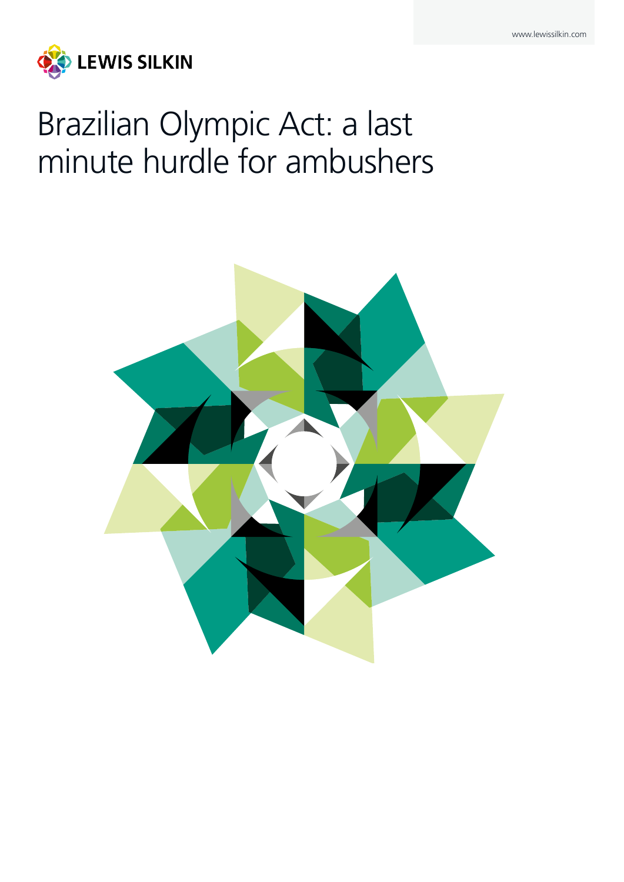www.lewissilkin.com

LEWIS SILKIN

# Brazilian Olympic Act: a last minute hurdle for ambushers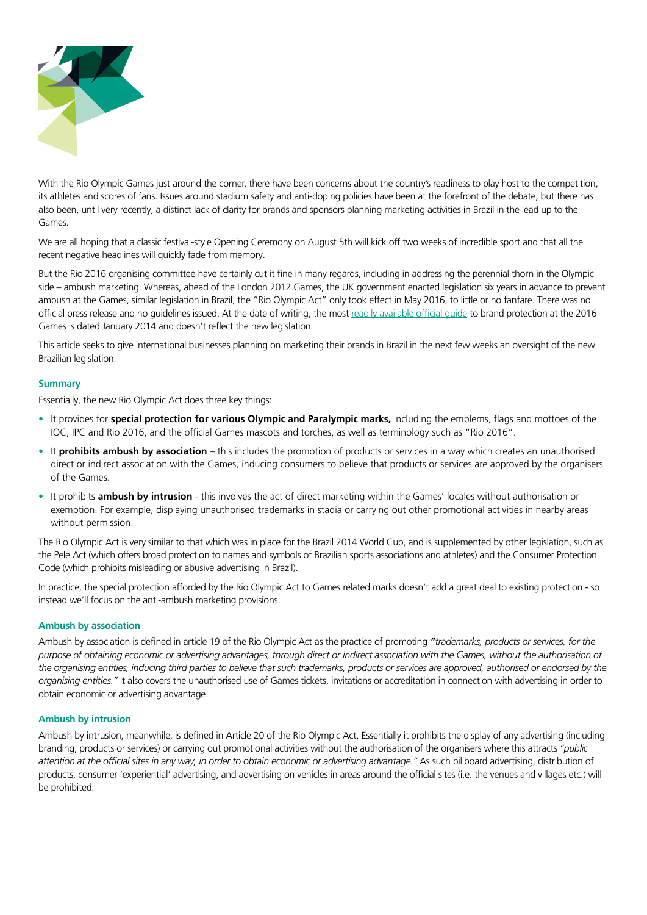With the Rio Olympic Games just around the corner, there have been concerns about the country's readiness to play host to the competition, its athletes and scores of fans. Issues around stadium safety and anti-doping policies have been at the forefront of the debate, but there has also been, until very recently, a distinct lack of clarity for brands and sponsors planning marketing activities in Brazil in the lead up to the Games.

We are all hoping that a classic festival-style Opening Ceremony on August 5th will kick off two weeks of incredible sport and that all the recent negative headlines will quickly fade from memory.

But the Rio 2016 organising committee have certainly cut it fine in many regards, including in addressing the perennial thorn in the Olympic side – ambush marketing. Whereas, ahead of the London 2012 Games, the UK government enacted legislation six years in advance to prevent ambush at the Games, similar legislation in Brazil, the "Rio Olympic Act" only took effect in May 2016, to little or no fanfare. There was no official press release and no guidelines issued. At the date of writing, the most readily available official guide to brand protection at the 2016 Games is dated January 2014 and doesn't reflect the new legislation.

This article seeks to give international businesses planning on marketing their brands in Brazil in the next few weeks an oversight of the new Brazilian legislation.

### Summary

Essentially, the new Rio Olympic Act does three key things:

- It provides for **special protection for various Olympic and Paralympic marks,** including the emblems, flags and mottoes of the IOC, IPC and Rio 2016, and the official Games mascots and torches, as well as terminology such as "Rio 2016".
- It **prohibits ambush by association** – this includes the promotion of products or services in a way which creates an unauthorised direct or indirect association with the Games, inducing consumers to believe that products or services are approved by the organisers of the Games.
- It prohibits **ambush by intrusion** - this involves the act of direct marketing within the Games' locales without authorisation or exemption. For example, displaying unauthorised trademarks in stadia or carrying out other promotional activities in nearby areas without permission.

The Rio Olympic Act is very similar to that which was in place for the Brazil 2014 World Cup, and is supplemented by other legislation, such as the Pele Act (which offers broad protection to names and symbols of Brazilian sports associations and athletes) and the Consumer Protection Code (which prohibits misleading or abusive advertising in Brazil).

In practice, the special protection afforded by the Rio Olympic Act to Games related marks doesn't add a great deal to existing protection - so instead we'll focus on the anti-ambush marketing provisions.

### Ambush by association

Ambush by association is defined in article 19 of the Rio Olympic Act as the practice of promoting ***"****trademarks, products or services, for the purpose of obtaining economic or advertising advantages, through direct or indirect association with the Games, without the authorisation of the organising entities, inducing third parties to believe that such trademarks, products or services are approved, authorised or endorsed by the organising entities."* It also covers the unauthorised use of Games tickets, invitations or accreditation in connection with advertising in order to obtain economic or advertising advantage.

### Ambush by intrusion

Ambush by intrusion, meanwhile, is defined in Article 20 of the Rio Olympic Act. Essentially it prohibits the display of any advertising (including branding, products or services) or carrying out promotional activities without the authorisation of the organisers where this attracts *"public attention at the official sites in any way, in order to obtain economic or advertising advantage."* As such billboard advertising, distribution of products, consumer 'experiential' advertising, and advertising on vehicles in areas around the official sites (i.e. the venues and villages etc.) will be prohibited.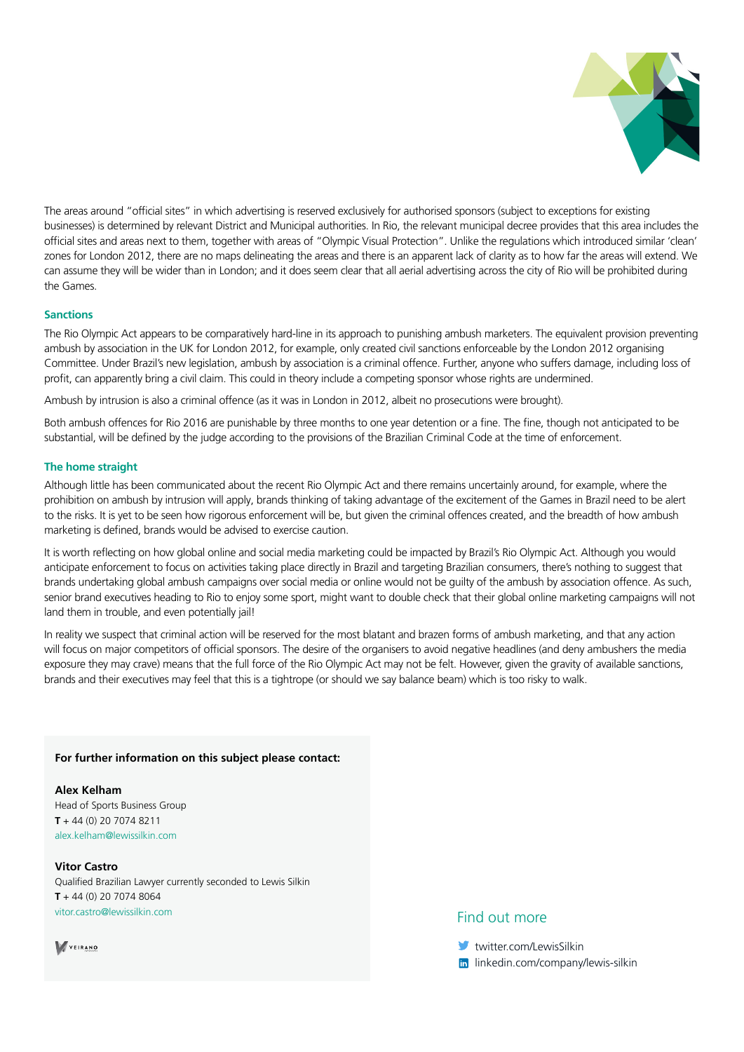The areas around "official sites" in which advertising is reserved exclusively for authorised sponsors (subject to exceptions for existing businesses) is determined by relevant District and Municipal authorities. In Rio, the relevant municipal decree provides that this area includes the official sites and areas next to them, together with areas of "Olympic Visual Protection". Unlike the regulations which introduced similar 'clean' zones for London 2012, there are no maps delineating the areas and there is an apparent lack of clarity as to how far the areas will extend. We can assume they will be wider than in London; and it does seem clear that all aerial advertising across the city of Rio will be prohibited during the Games.

### Sanctions

The Rio Olympic Act appears to be comparatively hard-line in its approach to punishing ambush marketers. The equivalent provision preventing ambush by association in the UK for London 2012, for example, only created civil sanctions enforceable by the London 2012 organising Committee. Under Brazil's new legislation, ambush by association is a criminal offence. Further, anyone who suffers damage, including loss of profit, can apparently bring a civil claim. This could in theory include a competing sponsor whose rights are undermined.

Ambush by intrusion is also a criminal offence (as it was in London in 2012, albeit no prosecutions were brought).

Both ambush offences for Rio 2016 are punishable by three months to one year detention or a fine. The fine, though not anticipated to be substantial, will be defined by the judge according to the provisions of the Brazilian Criminal Code at the time of enforcement.

### The home straight

Although little has been communicated about the recent Rio Olympic Act and there remains uncertainly around, for example, where the prohibition on ambush by intrusion will apply, brands thinking of taking advantage of the excitement of the Games in Brazil need to be alert to the risks. It is yet to be seen how rigorous enforcement will be, but given the criminal offences created, and the breadth of how ambush marketing is defined, brands would be advised to exercise caution.

It is worth reflecting on how global online and social media marketing could be impacted by Brazil's Rio Olympic Act. Although you would anticipate enforcement to focus on activities taking place directly in Brazil and targeting Brazilian consumers, there's nothing to suggest that brands undertaking global ambush campaigns over social media or online would not be guilty of the ambush by association offence. As such, senior brand executives heading to Rio to enjoy some sport, might want to double check that their global online marketing campaigns will not land them in trouble, and even potentially jail!

In reality we suspect that criminal action will be reserved for the most blatant and brazen forms of ambush marketing, and that any action will focus on major competitors of official sponsors. The desire of the organisers to avoid negative headlines (and deny ambushers the media exposure they may crave) means that the full force of the Rio Olympic Act may not be felt. However, given the gravity of available sanctions, brands and their executives may feel that this is a tightrope (or should we say balance beam) which is too risky to walk.

**For further information on this subject please contact:**

**Alex Kelham**
Head of Sports Business Group
**T** + 44 (0) 20 7074 8211
alex.kelham@lewissilkin.com

**Vitor Castro**
Qualified Brazilian Lawyer currently seconded to Lewis Silkin
**T** + 44 (0) 20 7074 8064
vitor.castro@lewissilkin.com

VEIRANO

## Find out more

- twitter.com/LewisSilkin
- linkedin.com/company/lewis-silkin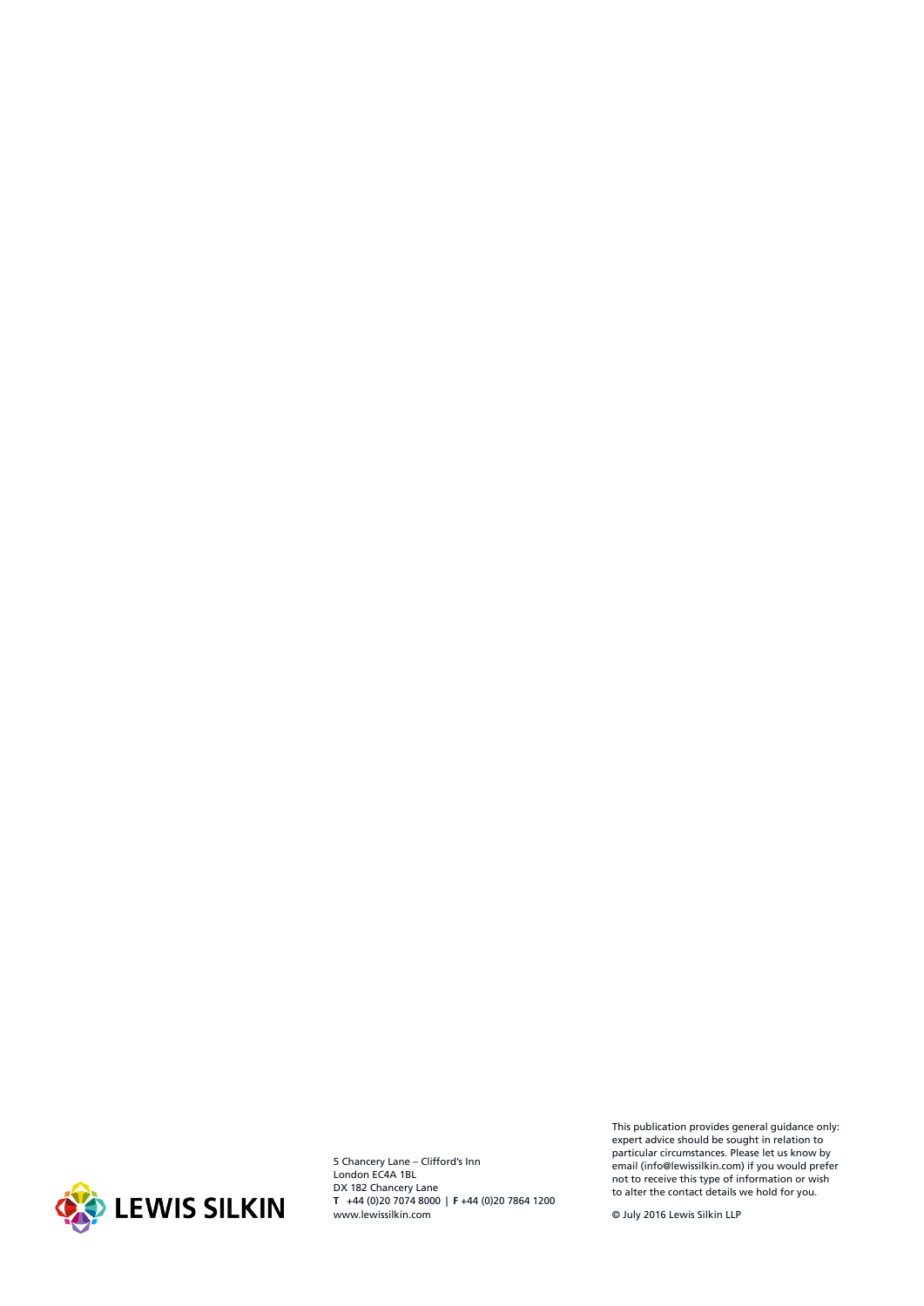LEWIS SILKIN

5 Chancery Lane – Clifford's Inn
London EC4A 1BL
DX 182 Chancery Lane
**T** +44 (0)20 7074 8000 | **F** +44 (0)20 7864 1200
www.lewissilkin.com

This publication provides general guidance only: expert advice should be sought in relation to particular circumstances. Please let us know by email (info@lewissilkin.com) if you would prefer not to receive this type of information or wish to alter the contact details we hold for you.

© July 2016 Lewis Silkin LLP